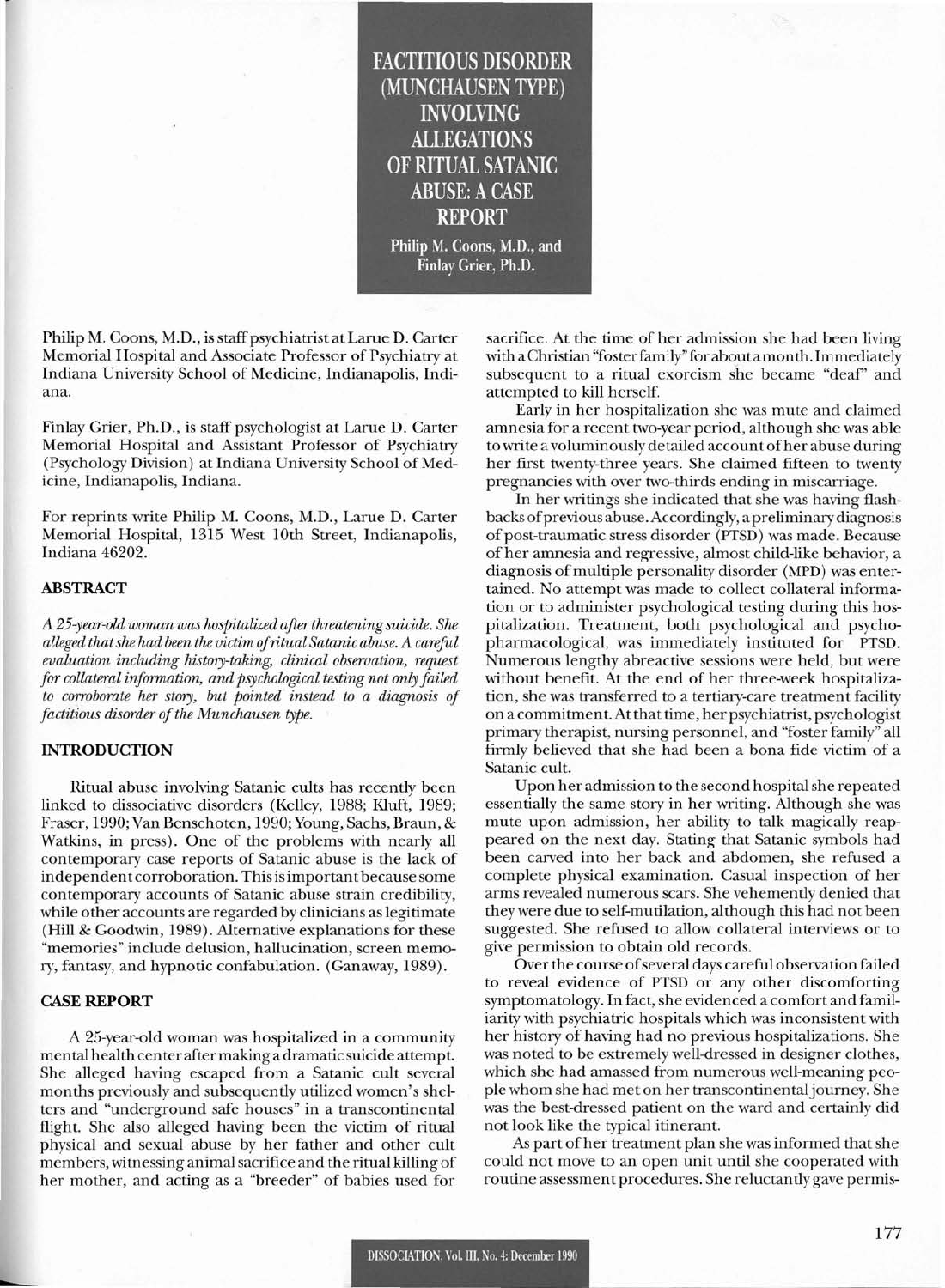# FACTITIOUS DISORDER (MUNCHAUSEN TYPE) INVOLVING ALLEGATIONS OF RITUAL SATANIC ABUSE: A CASE REPORT

**Philip M. Coons, M.D., and Finlay Grier, Ph.D.**

Philip M. Coons, M.D., is staff psychiatrist at Larue D. Carter Memorial Hospital and Associate Professor of Psychiatry at Indiana University School of Medicine, Indianapolis, Indiana.

Finlay Grier, Ph.D., is staff psychologist at Larue D. Carter Memorial Hospital and Assistant Professor of Psychiatry (Psychology Division) at Indiana University School of Medicine, Indianapolis, Indiana.

For reprints write Philip M. Coons, M.D., Larue D. Carter Memorial Hospital, 1315 West 10th Street, Indianapolis, Indiana 46202.

## ABSTRACT

*A 25-year-old woman was hospitalized after threatening suicide. She alleged that she had been the victim of ritual Satanic abuse. A careful evaluation including history-taking, clinical observation, request for collateral information, and psychological testing not only failed to corroborate her story, but pointed instead to a diagnosis of factitious disorder of the Munchausen type.*

## INTRODUCTION

Ritual abuse involving Satanic cults has recently been linked to dissociative disorders (Kelley, 1988; Kluft, 1989; Fraser, 1990; Van Benschoten, 1990; Young, Sachs, Braun, & Watkins, in press). One of the problems with nearly all contemporary case reports of Satanic abuse is the lack of independent corroboration. This is important because some contemporary accounts of Satanic abuse strain credibility, while other accounts are regarded by clinicians as legitimate (Hill & Goodwin, 1989). Alternative explanations for these "memories" include delusion, hallucination, screen memory, fantasy, and hypnotic confabulation. (Ganaway, 1989).

## CASE REPORT

A 25-year-old woman was hospitalized in a community mental health center after making a dramatic suicide attempt. She alleged having escaped from a Satanic cult several months previously and subsequently utilized women's shelters and "underground safe houses" in a transcontinental flight. She also alleged having been the victim of ritual physical and sexual abuse by her father and other cult members, witnessing animal sacrifice and the ritual killing of her mother, and acting as a "breeder" of babies used for sacrifice. At the time of her admission she had been living with a Christian "foster family" for about a month. Immediately subsequent to a ritual exorcism she became "deaf" and attempted to kill herself.

Early in her hospitalization she was mute and claimed amnesia for a recent two-year period, although she was able to write a voluminously detailed account of her abuse during her first twenty-three years. She claimed fifteen to twenty pregnancies with over two-thirds ending in miscarriage.

In her writings she indicated that she was having flashbacks of previous abuse. Accordingly, a preliminary diagnosis of post-traumatic stress disorder (PTSD) was made. Because of her amnesia and regressive, almost child-like behavior, a diagnosis of multiple personality disorder (MPD) was entertained. No attempt was made to collect collateral information or to administer psychological testing during this hospitalization. Treatment, both psychological and psychopharmacological, was immediately instituted for PTSD. Numerous lengthy abreactive sessions were held, but were without benefit. At the end of her three-week hospitalization, she was transferred to a tertiary-care treatment facility on a commitment. At that time, her psychiatrist, psychologist primary therapist, nursing personnel, and "foster family" all firmly believed that she had been a bona fide victim of a Satanic cult.

Upon her admission to the second hospital she repeated essentially the same story in her writing. Although she was mute upon admission, her ability to talk magically reappeared on the next day. Stating that Satanic symbols had been carved into her back and abdomen, she refused a complete physical examination. Casual inspection of her arms revealed numerous scars. She vehemently denied that they were due to self-mutilation, although this had not been suggested. She refused to allow collateral interviews or to give permission to obtain old records.

Over the course of several days careful observation failed to reveal evidence of PTSD or any other discomforting symptomatology. In fact, she evidenced a comfort and familiarity with psychiatric hospitals which was inconsistent with her history of having had no previous hospitalizations. She was noted to be extremely well-dressed in designer clothes, which she had amassed from numerous well-meaning people whom she had met on her transcontinental journey. She was the best-dressed patient on the ward and certainly did not look like the typical itinerant.

As part of her treatment plan she was informed that she could not move to an open unit until she cooperated with routine assessment procedures. She reluctantly gave permis-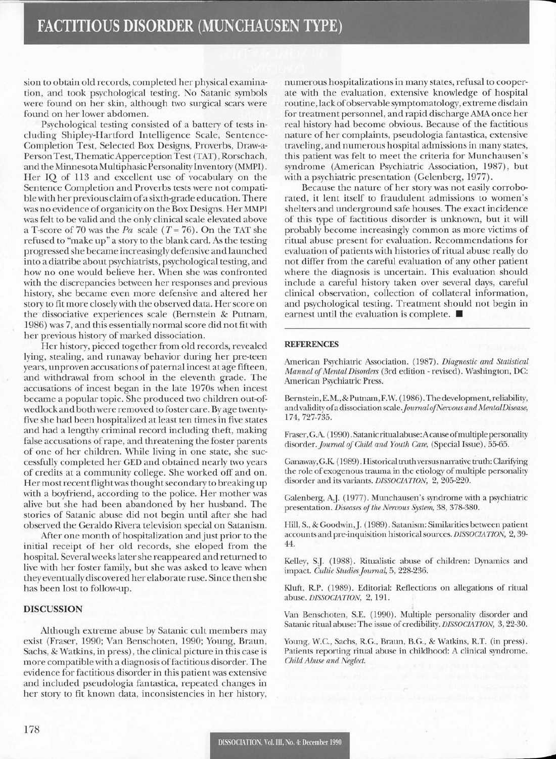sion to obtain old records, completed her physical examination, and took psychological testing. No Satanic symbols were found on her skin, although two surgical scars were found on her lower abdomen.

Psychological testing consisted of a battery of tests including Shipley-Hartford Intelligence Scale, Sentence-Completion Test, Selected Box Designs, Proverbs, Draw-a-Person Test, Thematic Apperception Test (TAT), Rorschach, and the Minnesota Multiphasic Personality Inventory (MMPI). Her IQ of 113 and excellent use of vocabulary on the Sentence Completion and Proverbs tests were not compatible with her previous claim of a sixth-grade education. There was no evidence of organicity on the Box Designs. Her MMPI was felt to be valid and the only clinical scale elevated above a T-score of 70 was the *Pa* scale ($T = 76$). On the TAT she refused to "make up" a story to the blank card. As the testing progressed she became increasingly defensive and launched into a diatribe about psychiatrists, psychological testing, and how no one would believe her. When she was confronted with the discrepancies between her responses and previous history, she became even more defensive and altered her story to fit more closely with the observed data. Her score on the dissociative experiences scale (Bernstein & Putnam, 1986) was 7, and this essentially normal score did not fit with her previous history of marked dissociation.

Her history, pieced together from old records, revealed lying, stealing, and runaway behavior during her pre-teen years, unproven accusations of paternal incest at age fifteen, and withdrawal from school in the eleventh grade. The accusations of incest began in the late 1970s when incest became a popular topic. She produced two children out-of-wedlock and both were removed to foster care. By age twenty-five she had been hospitalized at least ten times in five states and had a lengthy criminal record including theft, making false accusations of rape, and threatening the foster parents of one of her children. While living in one state, she successfully completed her GED and obtained nearly two years of credits at a community college. She worked off and on. Her most recent flight was thought secondary to breaking up with a boyfriend, according to the police. Her mother was alive but she had been abandoned by her husband. The stories of Satanic abuse did not begin until after she had observed the Geraldo Rivera television special on Satanism.

After one month of hospitalization and just prior to the initial receipt of her old records, she eloped from the hospital. Several weeks later she reappeared and returned to live with her foster family, but she was asked to leave when they eventually discovered her elaborate ruse. Since then she has been lost to follow-up.

## DISCUSSION

Although extreme abuse by Satanic cult members may exist (Fraser, 1990; Van Benschoten, 1990; Young, Braun, Sachs, & Watkins, in press), the clinical picture in this case is more compatible with a diagnosis of factitious disorder. The evidence for factitious disorder in this patient was extensive and included pseudologia fantastica, repeated changes in her story to fit known data, inconsistencies in her history, numerous hospitalizations in many states, refusal to cooperate with the evaluation, extensive knowledge of hospital routine, lack of observable symptomatology, extreme disdain for treatment personnel, and rapid discharge AMA once her real history had become obvious. Because of the factitious nature of her complaints, pseudologia fantastica, extensive traveling, and numerous hospital admissions in many states, this patient was felt to meet the criteria for Munchausen's syndrome (American Psychiatric Association, 1987), but with a psychiatric presentation (Gelenberg, 1977).

Because the nature of her story was not easily corroborated, it lent itself to fraudulent admissions to women's shelters and underground safe houses. The exact incidence of this type of factitious disorder is unknown, but it will probably become increasingly common as more victims of ritual abuse present for evaluation. Recommendations for evaluation of patients with histories of ritual abuse really do not differ from the careful evaluation of any other patient where the diagnosis is uncertain. This evaluation should include a careful history taken over several days, careful clinical observation, collection of collateral information, and psychological testing. Treatment should not begin in earnest until the evaluation is complete. ■

## REFERENCES

American Psychiatric Association. (1987). *Diagnostic and Statistical Manual of Mental Disorders* (3rd edition - revised). Washington, DC: American Psychiatric Press.

Bernstein, E.M., & Putnam, F.W. (1986). The development, reliability, and validity of a dissociation scale. *Journal of Nervous and Mental Disease*, 174, 727-735.

Fraser, G.A. (1990). Satanic ritual abuse: A cause of multiple personality disorder. *Journal of Child and Youth Care*, (Special Issue), 55-65.

Ganaway, G.K. (1989). Historical truth versus narrative truth: Clarifying the role of exogenous trauma in the etiology of multiple personality disorder and its variants. *DISSOCIATION*, 2, 205-220.

Galenberg, A.J. (1977). Munchausen's syndrome with a psychiatric presentation. *Diseases of the Nervous System*, 38, 378-380.

Hill, S., & Goodwin, J. (1989). Satanism: Similarities between patient accounts and pre-inquisition historical sources. *DISSOCIATION*, 2, 39-44.

Kelley, S.J. (1988). Ritualistic abuse of children: Dynamics and impact. *Cultic Studies Journal*, 5, 228-236.

Kluft, R.P. (1989). Editorial: Reflections on allegations of ritual abuse. *DISSOCIATION*, 2, 191.

Van Benschoten, S.E. (1990). Multiple personality disorder and Satanic ritual abuse: The issue of credibility. *DISSOCIATION*, 3, 22-30.

Young, W.C., Sachs, R.G., Braun, B.G., & Watkins, R.T. (in press). Patients reporting ritual abuse in childhood: A clinical syndrome. *Child Abuse and Neglect*.